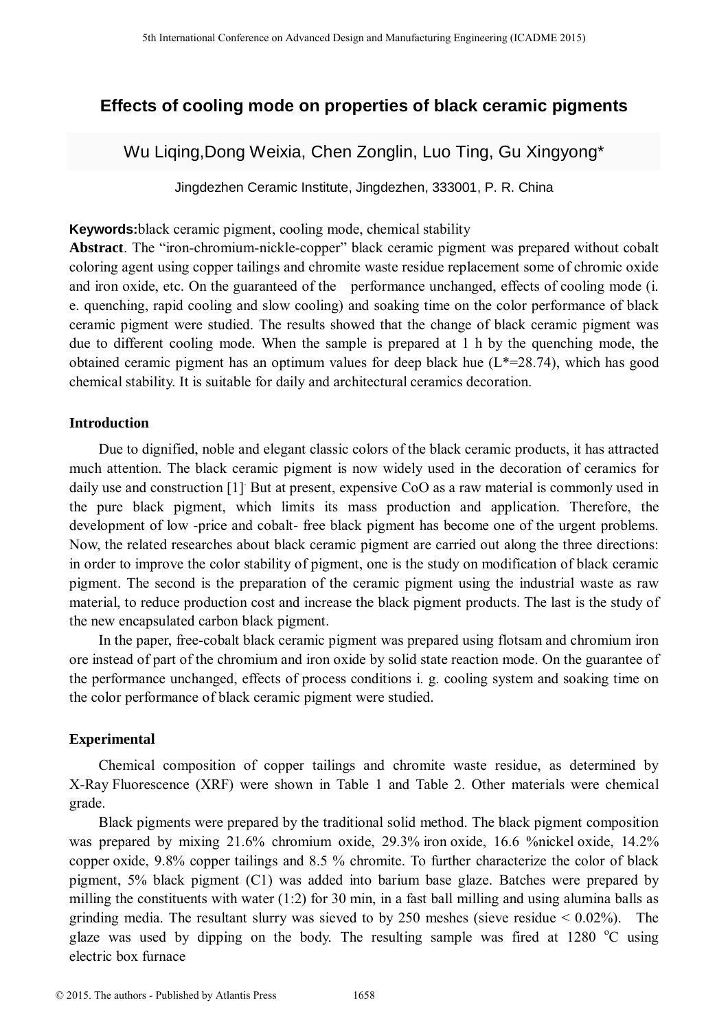# Effects of cooling mode on properties of black ceramic pigments

Wu Liqing,Dong Weixia, Chen Zonglin, Luo Ting, Gu Xingyong*

Jingdezhen Ceramic Institute, Jingdezhen, 333001, P. R. China

**Keywords:** black ceramic pigment, cooling mode, chemical stability

**Abstract**. The "iron-chromium-nickle-copper" black ceramic pigment was prepared without cobalt coloring agent using copper tailings and chromite waste residue replacement some of chromic oxide and iron oxide, etc. On the guaranteed of the performance unchanged, effects of cooling mode (i. e. quenching, rapid cooling and slow cooling) and soaking time on the color performance of black ceramic pigment were studied. The results showed that the change of black ceramic pigment was due to different cooling mode. When the sample is prepared at 1 h by the quenching mode, the obtained ceramic pigment has an optimum values for deep black hue (L*=28.74), which has good chemical stability. It is suitable for daily and architectural ceramics decoration.

## Introduction

Due to dignified, noble and elegant classic colors of the black ceramic products, it has attracted much attention. The black ceramic pigment is now widely used in the decoration of ceramics for daily use and construction [1]. But at present, expensive CoO as a raw material is commonly used in the pure black pigment, which limits its mass production and application. Therefore, the development of low -price and cobalt- free black pigment has become one of the urgent problems. Now, the related researches about black ceramic pigment are carried out along the three directions: in order to improve the color stability of pigment, one is the study on modification of black ceramic pigment. The second is the preparation of the ceramic pigment using the industrial waste as raw material, to reduce production cost and increase the black pigment products. The last is the study of the new encapsulated carbon black pigment.

In the paper, free-cobalt black ceramic pigment was prepared using flotsam and chromium iron ore instead of part of the chromium and iron oxide by solid state reaction mode. On the guarantee of the performance unchanged, effects of process conditions i. g. cooling system and soaking time on the color performance of black ceramic pigment were studied.

## Experimental

Chemical composition of copper tailings and chromite waste residue, as determined by X-Ray Fluorescence (XRF) were shown in Table 1 and Table 2. Other materials were chemical grade.

Black pigments were prepared by the traditional solid method. The black pigment composition was prepared by mixing 21.6% chromium oxide, 29.3% iron oxide, 16.6 %nickel oxide, 14.2% copper oxide, 9.8% copper tailings and 8.5 % chromite. To further characterize the color of black pigment, 5% black pigment (C1) was added into barium base glaze. Batches were prepared by milling the constituents with water (1:2) for 30 min, in a fast ball milling and using alumina balls as grinding media. The resultant slurry was sieved to by 250 meshes (sieve residue < 0.02%). The glaze was used by dipping on the body. The resulting sample was fired at 1280 $^{o}$C using electric box furnace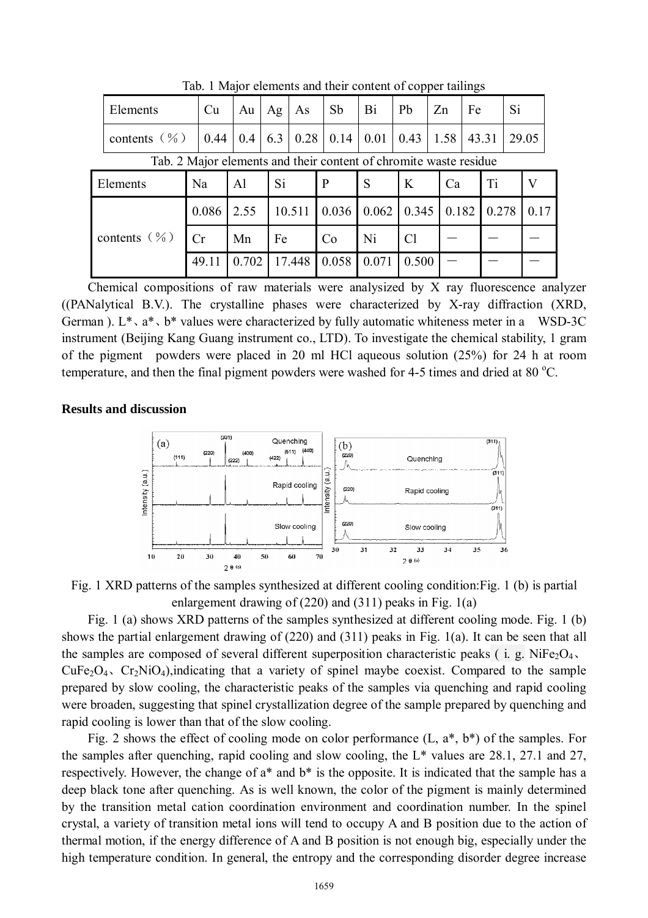Tab. 1 Major elements and their content of copper tailings

| Elements | Cu | Au | Ag | As | Sb | Bi | Pb | Zn | Fe | Si |
|---|---|---|---|---|---|---|---|---|---|---|
| contents（%） | 0.44 | 0.4 | 6.3 | 0.28 | 0.14 | 0.01 | 0.43 | 1.58 | 43.31 | 29.05 |

Tab. 2 Major elements and their content of chromite waste residue

| Elements | Na | Al | Si | P | S | K | Ca | Ti | V |
|---|---|---|---|---|---|---|---|---|---|
| contents（%） | 0.086 | 2.55 | 10.511 | 0.036 | 0.062 | 0.345 | 0.182 | 0.278 | 0.17 |
| | Cr | Mn | Fe | Co | Ni | Cl | — | — | — |
| | 49.11 | 0.702 | 17.448 | 0.058 | 0.071 | 0.500 | — | — | — |

Chemical compositions of raw materials were analysized by X ray fluorescence analyzer ((PANalytical B.V.). The crystalline phases were characterized by X-ray diffraction (XRD, German ). L*、a*、b* values were characterized by fully automatic whiteness meter in a WSD-3C instrument (Beijing Kang Guang instrument co., LTD). To investigate the chemical stability, 1 gram of the pigment powders were placed in 20 ml HCl aqueous solution (25%) for 24 h at room temperature, and then the final pigment powders were washed for 4-5 times and dried at 80 $^{o}$C.

## Results and discussion

Fig. 1 XRD patterns of the samples synthesized at different cooling condition:Fig. 1 (b) is partial enlargement drawing of (220) and (311) peaks in Fig. 1(a)

Fig. 1 (a) shows XRD patterns of the samples synthesized at different cooling mode. Fig. 1 (b) shows the partial enlargement drawing of (220) and (311) peaks in Fig. 1(a). It can be seen that all the samples are composed of several different superposition characteristic peaks ( i. g. $NiFe_2O_4$、$CuFe_2O_4$、$Cr_2NiO_4$),indicating that a variety of spinel maybe coexist. Compared to the sample prepared by slow cooling, the characteristic peaks of the samples via quenching and rapid cooling were broaden, suggesting that spinel crystallization degree of the sample prepared by quenching and rapid cooling is lower than that of the slow cooling.

Fig. 2 shows the effect of cooling mode on color performance (L, a*, b*) of the samples. For the samples after quenching, rapid cooling and slow cooling, the L* values are 28.1, 27.1 and 27, respectively. However, the change of a* and b* is the opposite. It is indicated that the sample has a deep black tone after quenching. As is well known, the color of the pigment is mainly determined by the transition metal cation coordination environment and coordination number. In the spinel crystal, a variety of transition metal ions will tend to occupy A and B position due to the action of thermal motion, if the energy difference of A and B position is not enough big, especially under the high temperature condition. In general, the entropy and the corresponding disorder degree increase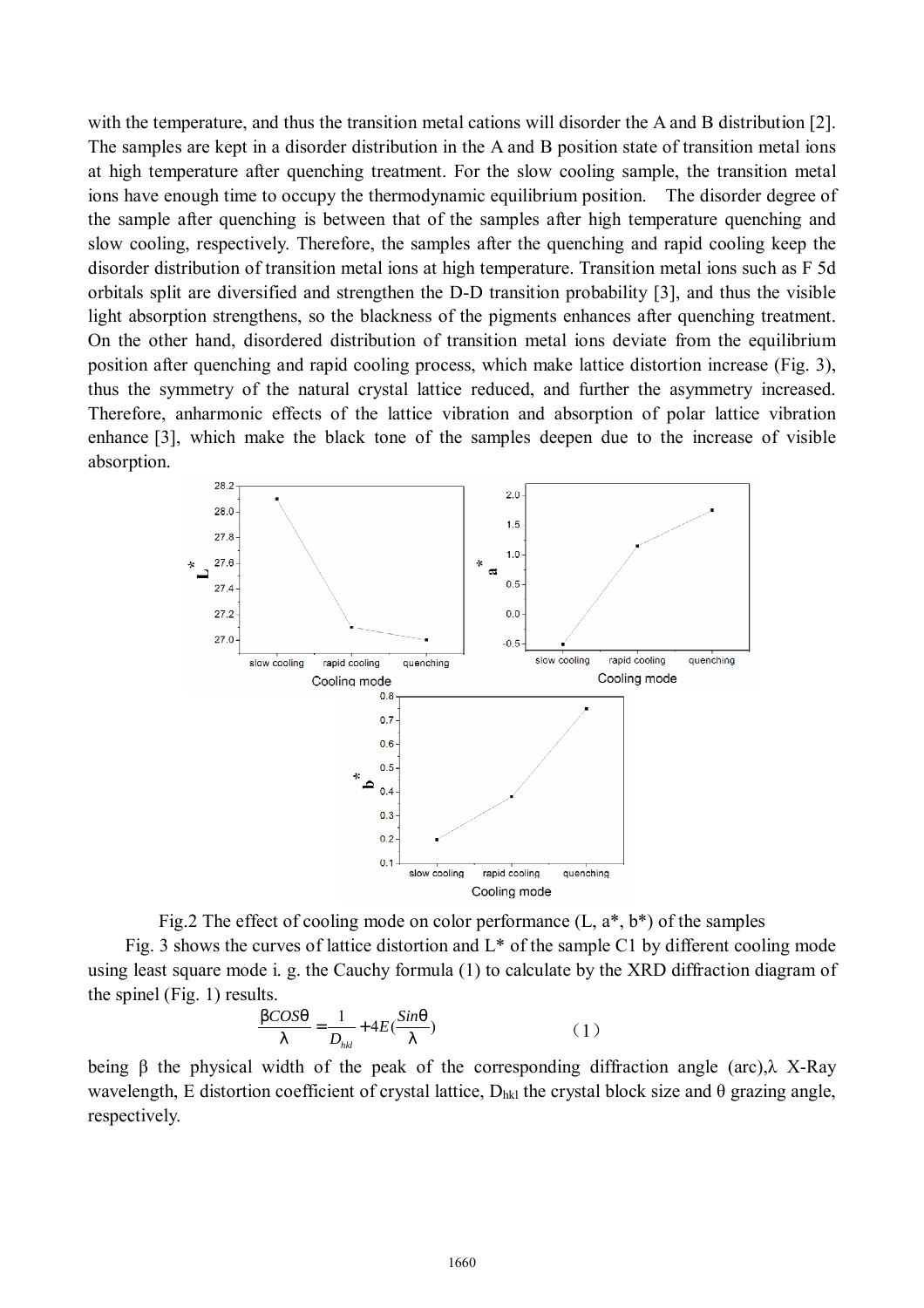with the temperature, and thus the transition metal cations will disorder the A and B distribution [2]. The samples are kept in a disorder distribution in the A and B position state of transition metal ions at high temperature after quenching treatment. For the slow cooling sample, the transition metal ions have enough time to occupy the thermodynamic equilibrium position. The disorder degree of the sample after quenching is between that of the samples after high temperature quenching and slow cooling, respectively. Therefore, the samples after the quenching and rapid cooling keep the disorder distribution of transition metal ions at high temperature. Transition metal ions such as F 5d orbitals split are diversified and strengthen the D-D transition probability [3], and thus the visible light absorption strengthens, so the blackness of the pigments enhances after quenching treatment. On the other hand, disordered distribution of transition metal ions deviate from the equilibrium position after quenching and rapid cooling process, which make lattice distortion increase (Fig. 3), thus the symmetry of the natural crystal lattice reduced, and further the asymmetry increased. Therefore, anharmonic effects of the lattice vibration and absorption of polar lattice vibration enhance [3], which make the black tone of the samples deepen due to the increase of visible absorption.

Fig.2 The effect of cooling mode on color performance (L, a*, b*) of the samples

Fig. 3 shows the curves of lattice distortion and L* of the sample C1 by different cooling mode using least square mode i. g. the Cauchy formula (1) to calculate by the XRD diffraction diagram of the spinel (Fig. 1) results.

$$\frac{\beta COS\theta}{\lambda}=\frac{1}{D_{hkl}}+4E(\frac{Sin\theta}{\lambda}) \qquad (1)$$

being $\beta$ the physical width of the peak of the corresponding diffraction angle (arc), $\lambda$ X-Ray wavelength, E distortion coefficient of crystal lattice, $D_{hkl}$ the crystal block size and $\theta$ grazing angle, respectively.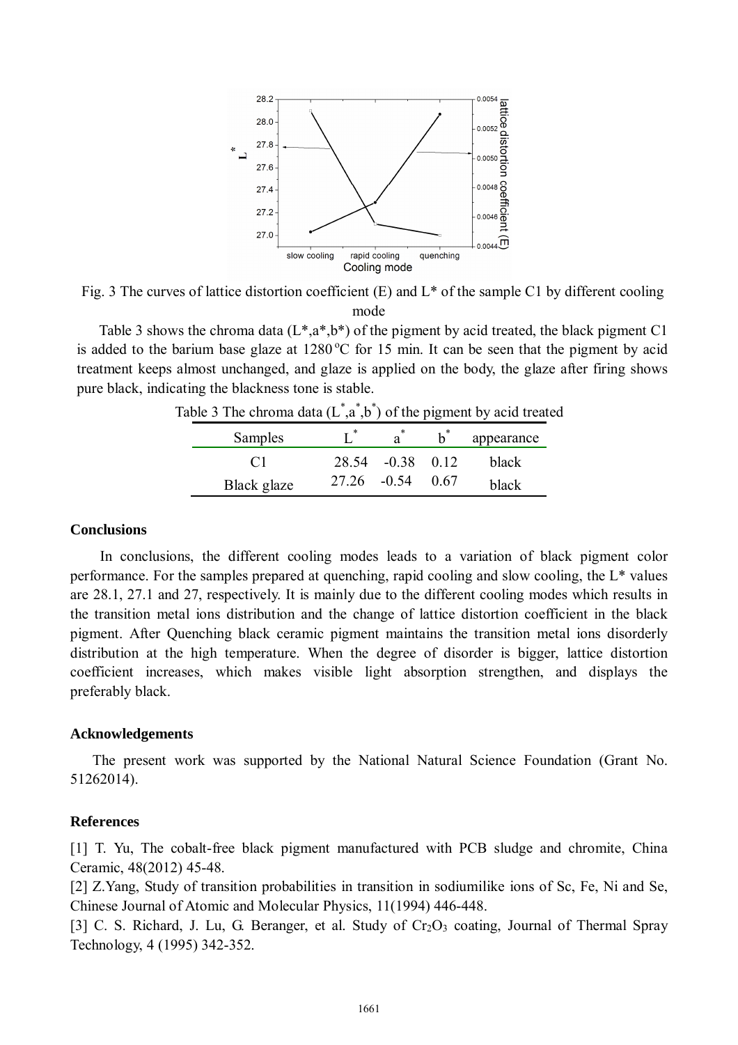28.2
28.0
27.8
27.6
27.4
27.2
27.0
L*
0.0054
0.0052
0.0050
0.0048
0.0046
0.0044
lattice distortion coefficient (E)
slow cooling
rapid cooling
quenching
Cooling mode

Fig. 3 The curves of lattice distortion coefficient (E) and L* of the sample C1 by different cooling mode

Table 3 shows the chroma data (L*,a*,b*) of the pigment by acid treated, the black pigment C1 is added to the barium base glaze at 1280 °C for 15 min. It can be seen that the pigment by acid treatment keeps almost unchanged, and glaze is applied on the body, the glaze after firing shows pure black, indicating the blackness tone is stable.

Table 3 The chroma data ($L^*$,$a^*$,$b^*$) of the pigment by acid treated

| Samples | $L^*$ | $a^*$ | $b^*$ | appearance |
|---|---|---|---|---|
| C1 | 28.54 | -0.38 | 0.12 | black |
| Black glaze | 27.26 | -0.54 | 0.67 | black |

### Conclusions

In conclusions, the different cooling modes leads to a variation of black pigment color performance. For the samples prepared at quenching, rapid cooling and slow cooling, the L* values are 28.1, 27.1 and 27, respectively. It is mainly due to the different cooling modes which results in the transition metal ions distribution and the change of lattice distortion coefficient in the black pigment. After Quenching black ceramic pigment maintains the transition metal ions disorderly distribution at the high temperature. When the degree of disorder is bigger, lattice distortion coefficient increases, which makes visible light absorption strengthen, and displays the preferably black.

### Acknowledgements

The present work was supported by the National Natural Science Foundation (Grant No. 51262014).

### References

[1] T. Yu, The cobalt-free black pigment manufactured with PCB sludge and chromite, China Ceramic, 48(2012) 45-48.

[2] Z.Yang, Study of transition probabilities in transition in sodiumilike ions of Sc, Fe, Ni and Se, Chinese Journal of Atomic and Molecular Physics, 11(1994) 446-448.

[3] C. S. Richard, J. Lu, G. Beranger, et al. Study of $Cr_2O_3$ coating, Journal of Thermal Spray Technology, 4 (1995) 342-352.